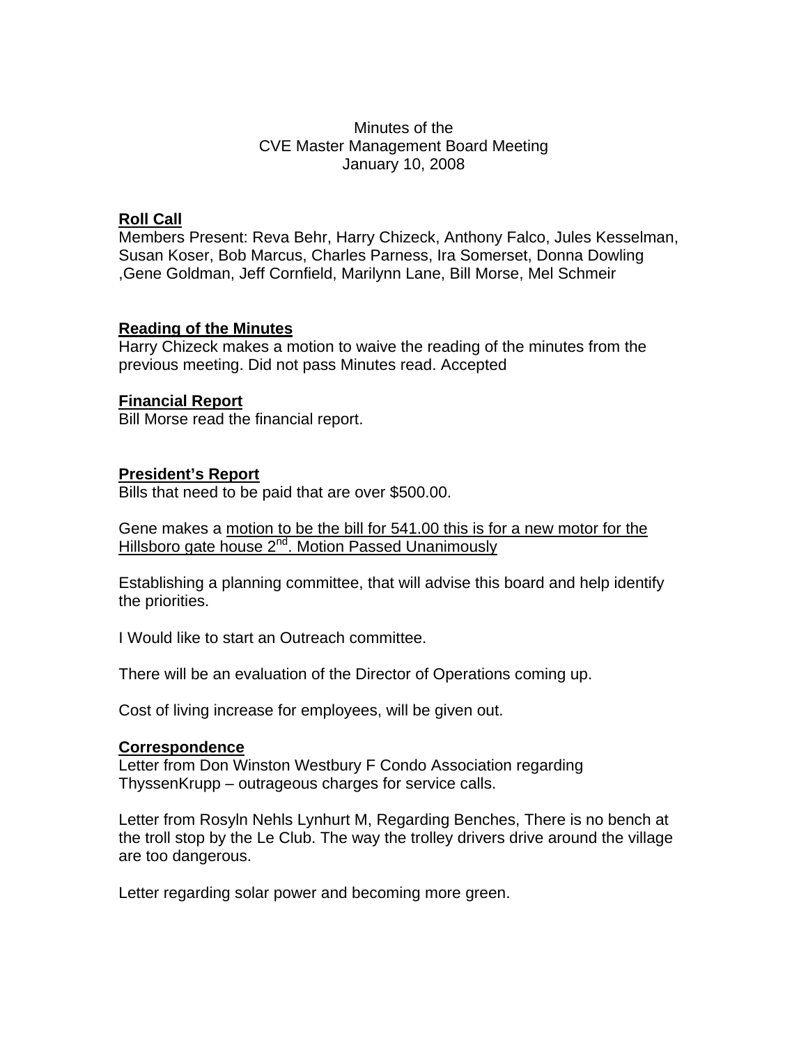Minutes of the  
CVE Master Management Board Meeting  
January 10, 2008

**<u>Roll Call</u>**  
Members Present: Reva Behr, Harry Chizeck, Anthony Falco, Jules Kesselman, Susan Koser, Bob Marcus, Charles Parness, Ira Somerset, Donna Dowling ,Gene Goldman, Jeff Cornfield, Marilynn Lane, Bill Morse, Mel Schmeir

**<u>Reading of the Minutes</u>**  
Harry Chizeck makes a motion to waive the reading of the minutes from the previous meeting. Did not pass Minutes read. Accepted

**<u>Financial Report</u>**  
Bill Morse read the financial report.

**<u>President's Report</u>**  
Bills that need to be paid that are over $500.00.

Gene makes a <u>motion to be the bill for 541.00 this is for a new motor for the Hillsboro gate house 2nd. Motion Passed Unanimously</u>

Establishing a planning committee, that will advise this board and help identify the priorities.

I Would like to start an Outreach committee.

There will be an evaluation of the Director of Operations coming up.

Cost of living increase for employees, will be given out.

**<u>Correspondence</u>**  
Letter from Don Winston Westbury F Condo Association regarding ThyssenKrupp – outrageous charges for service calls.

Letter from Rosyln Nehls Lynhurt M, Regarding Benches, There is no bench at the troll stop by the Le Club. The way the trolley drivers drive around the village are too dangerous.

Letter regarding solar power and becoming more green.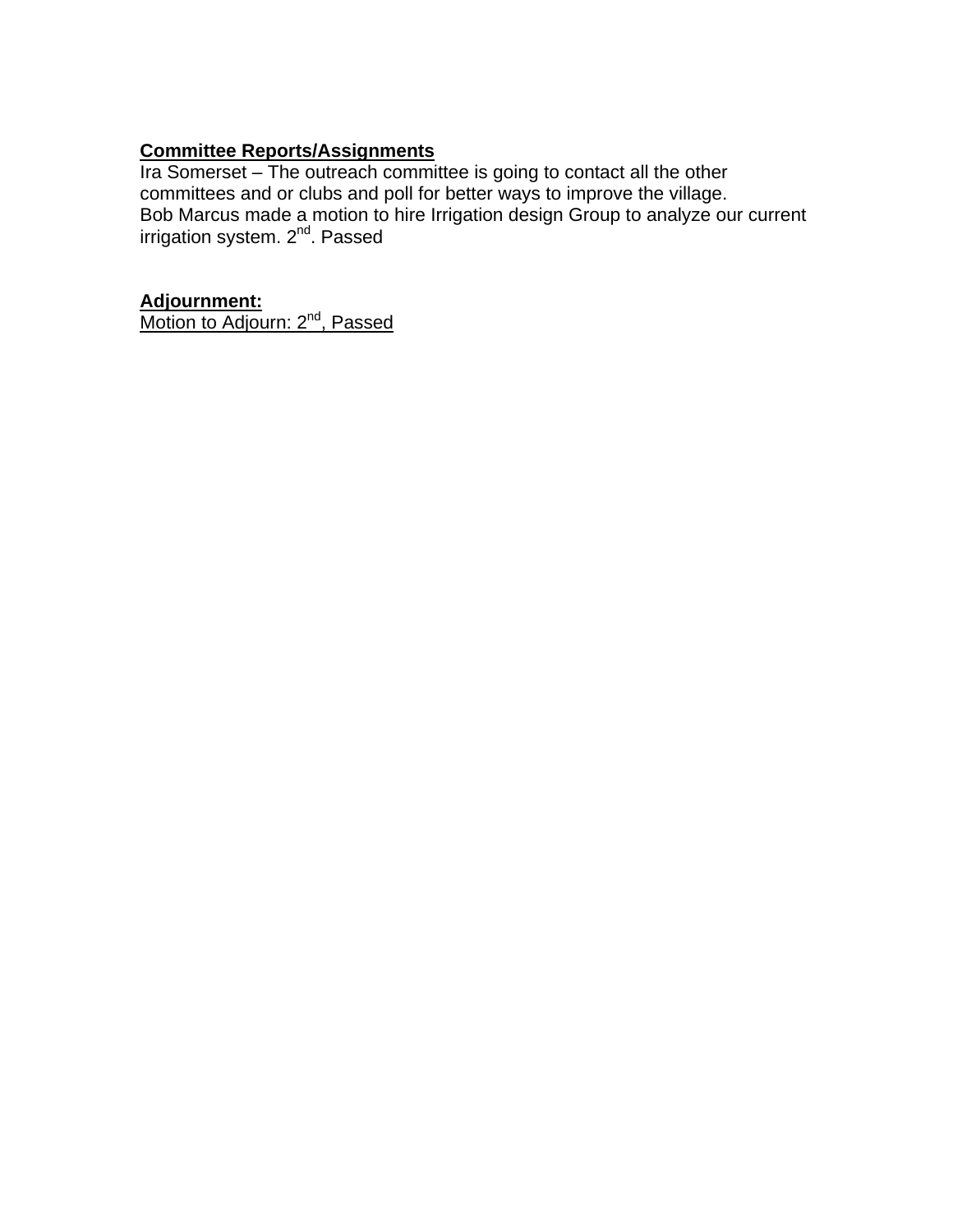**Committee Reports/Assignments**

Ira Somerset – The outreach committee is going to contact all the other committees and or clubs and poll for better ways to improve the village.

Bob Marcus made a motion to hire Irrigation design Group to analyze our current irrigation system. 2nd. Passed

**Adjournment:**

Motion to Adjourn: 2nd, Passed